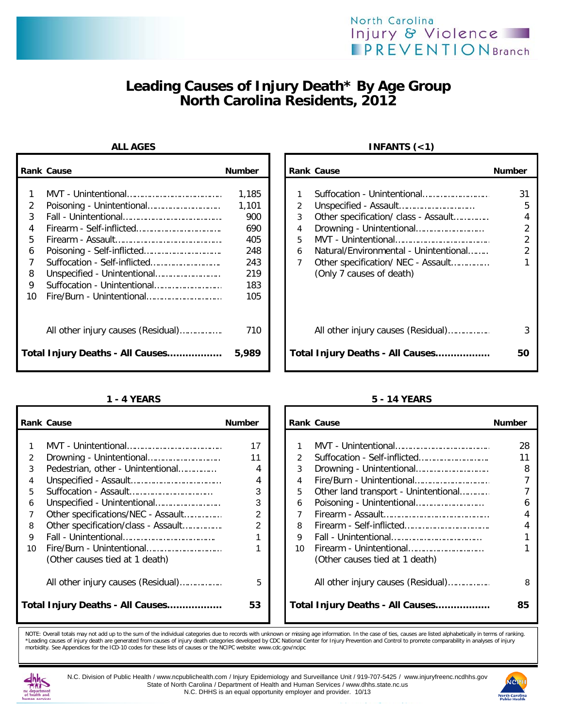North Carolina Injury & Violence PREVENTION Branch

# Leading Causes of Injury Death* By Age Group
## North Carolina Residents, 2012

### ALL AGES

| Rank | Cause | Number |
|---|---|---|
| 1 | MVT - Unintentional | 1,185 |
| 2 | Poisoning - Unintentional | 1,101 |
| 3 | Fall - Unintentional | 900 |
| 4 | Firearm - Self-inflicted | 690 |
| 5 | Firearm - Assault | 405 |
| 6 | Poisoning - Self-inflicted | 248 |
| 7 | Suffocation - Self-inflicted | 243 |
| 8 | Unspecified - Unintentional | 219 |
| 9 | Suffocation - Unintentional | 183 |
| 10 | Fire/Burn - Unintentional | 105 |
| | All other injury causes (Residual) | 710 |
| | **Total Injury Deaths - All Causes** | **5,989** |

### INFANTS (<1)

| Rank | Cause | Number |
|---|---|---|
| 1 | Suffocation - Unintentional | 31 |
| 2 | Unspecified - Assault | 5 |
| 3 | Other specification/ class - Assault | 4 |
| 4 | Drowning - Unintentional | 2 |
| 5 | MVT - Unintentional | 2 |
| 6 | Natural/Environmental - Unintentional | 2 |
| 7 | Other specification/ NEC - Assault | 1 |
| | (Only 7 causes of death) | |
| | All other injury causes (Residual) | 3 |
| | **Total Injury Deaths - All Causes** | **50** |

### 1 - 4 YEARS

| Rank | Cause | Number |
|---|---|---|
| 1 | MVT - Unintentional | 17 |
| 2 | Drowning - Unintentional | 11 |
| 3 | Pedestrian, other - Unintentional | 4 |
| 4 | Unspecified - Assault | 4 |
| 5 | Suffocation - Assault | 3 |
| 6 | Unspecified - Unintentional | 3 |
| 7 | Other specifications/NEC - Assault | 2 |
| 8 | Other specification/class - Assault | 2 |
| 9 | Fall - Unintentional | 1 |
| 10 | Fire/Burn - Unintentional | 1 |
| | (Other causes tied at 1 death) | |
| | All other injury causes (Residual) | 5 |
| | **Total Injury Deaths - All Causes** | **53** |

### 5 - 14 YEARS

| Rank | Cause | Number |
|---|---|---|
| 1 | MVT - Unintentional | 28 |
| 2 | Suffocation - Self-inflicted | 11 |
| 3 | Drowning - Unintentional | 8 |
| 4 | Fire/Burn - Unintentional | 7 |
| 5 | Other land transport - Unintentional | 7 |
| 6 | Poisoning - Unintentional | 6 |
| 7 | Firearm - Assault | 4 |
| 8 | Firearm - Self-inflicted | 4 |
| 9 | Fall - Unintentional | 1 |
| 10 | Firearm - Unintentional | 1 |
| | (Other causes tied at 1 death) | |
| | All other injury causes (Residual) | 8 |
| | **Total Injury Deaths - All Causes** | **85** |

NOTE: Overall totals may not add up to the sum of the individual categories due to records with unknown or missing age information. In the case of ties, causes are listed alphabetically in terms of ranking.
*Leading causes of injury death are generated from causes of injury death categories developed by CDC National Center for Injury Prevention and Control to promote comparability in analyses of injury morbidity. See Appendices for the ICD-10 codes for these lists of causes or the NCIPC website: www.cdc.gov/ncipc

N.C. Division of Public Health / www.ncpublichealth.com / Injury Epidemiology and Surveillance Unit / 919-707-5425 / www.injuryfreenc.ncdhhs.gov
State of North Carolina / Department of Health and Human Services / www.dhhs.state.nc.us
N.C. DHHS is an equal opportunity employer and provider. 10/13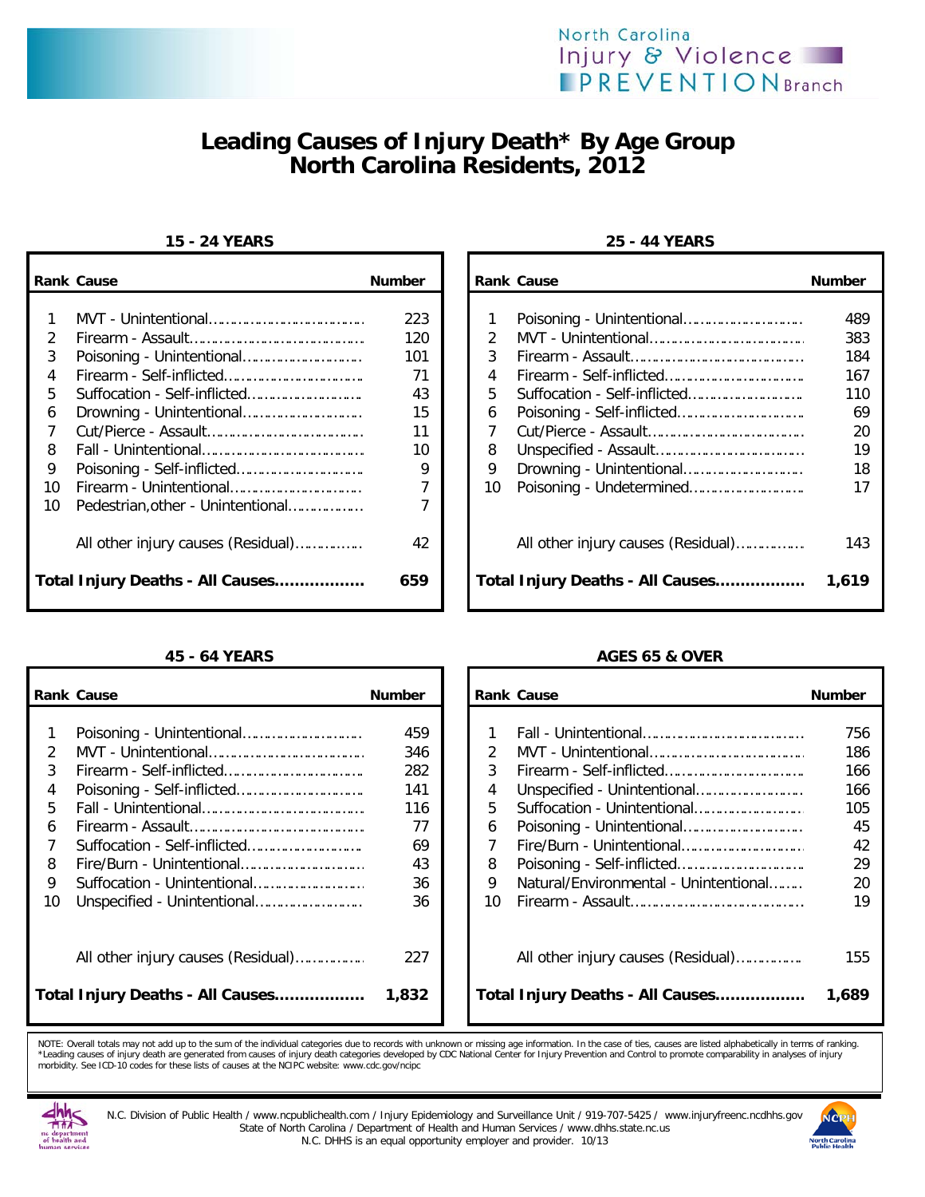North Carolina Injury & Violence PREVENTION Branch

# Leading Causes of Injury Death* By Age Group
## North Carolina Residents, 2012

### 15 - 24 YEARS

| Rank | Cause | Number |
|---|---|---|
| 1 | MVT - Unintentional | 223 |
| 2 | Firearm - Assault | 120 |
| 3 | Poisoning - Unintentional | 101 |
| 4 | Firearm - Self-inflicted | 71 |
| 5 | Suffocation - Self-inflicted | 43 |
| 6 | Drowning - Unintentional | 15 |
| 7 | Cut/Pierce - Assault | 11 |
| 8 | Fall - Unintentional | 10 |
| 9 | Poisoning - Self-inflicted | 9 |
| 10 | Firearm - Unintentional | 7 |
| 10 | Pedestrian,other - Unintentional | 7 |
| | All other injury causes (Residual) | 42 |
| **Total Injury Deaths - All Causes** | | **659** |

### 25 - 44 YEARS

| Rank | Cause | Number |
|---|---|---|
| 1 | Poisoning - Unintentional | 489 |
| 2 | MVT - Unintentional | 383 |
| 3 | Firearm - Assault | 184 |
| 4 | Firearm - Self-inflicted | 167 |
| 5 | Suffocation - Self-inflicted | 110 |
| 6 | Poisoning - Self-inflicted | 69 |
| 7 | Cut/Pierce - Assault | 20 |
| 8 | Unspecified - Assault | 19 |
| 9 | Drowning - Unintentional | 18 |
| 10 | Poisoning - Undetermined | 17 |
| | All other injury causes (Residual) | 143 |
| **Total Injury Deaths - All Causes** | | **1,619** |

### 45 - 64 YEARS

| Rank | Cause | Number |
|---|---|---|
| 1 | Poisoning - Unintentional | 459 |
| 2 | MVT - Unintentional | 346 |
| 3 | Firearm - Self-inflicted | 282 |
| 4 | Poisoning - Self-inflicted | 141 |
| 5 | Fall - Unintentional | 116 |
| 6 | Firearm - Assault | 77 |
| 7 | Suffocation - Self-inflicted | 69 |
| 8 | Fire/Burn - Unintentional | 43 |
| 9 | Suffocation - Unintentional | 36 |
| 10 | Unspecified - Unintentional | 36 |
| | All other injury causes (Residual) | 227 |
| **Total Injury Deaths - All Causes** | | **1,832** |

### AGES 65 & OVER

| Rank | Cause | Number |
|---|---|---|
| 1 | Fall - Unintentional | 756 |
| 2 | MVT - Unintentional | 186 |
| 3 | Firearm - Self-inflicted | 166 |
| 4 | Unspecified - Unintentional | 166 |
| 5 | Suffocation - Unintentional | 105 |
| 6 | Poisoning - Unintentional | 45 |
| 7 | Fire/Burn - Unintentional | 42 |
| 8 | Poisoning - Self-inflicted | 29 |
| 9 | Natural/Environmental - Unintentional | 20 |
| 10 | Firearm - Assault | 19 |
| | All other injury causes (Residual) | 155 |
| **Total Injury Deaths - All Causes** | | **1,689** |

NOTE: Overall totals may not add up to the sum of the individual categories due to records with unknown or missing age information. In the case of ties, causes are listed alphabetically in terms of ranking.
*Leading causes of injury death are generated from causes of injury death categories developed by CDC National Center for Injury Prevention and Control to promote comparability in analyses of injury morbidity. See ICD-10 codes for these lists of causes at the NCIPC website: www.cdc.gov/ncipc

N.C. Division of Public Health / www.ncpublichealth.com / Injury Epidemiology and Surveillance Unit / 919-707-5425 / www.injuryfreenc.ncdhhs.gov
State of North Carolina / Department of Health and Human Services / www.dhhs.state.nc.us
N.C. DHHS is an equal opportunity employer and provider. 10/13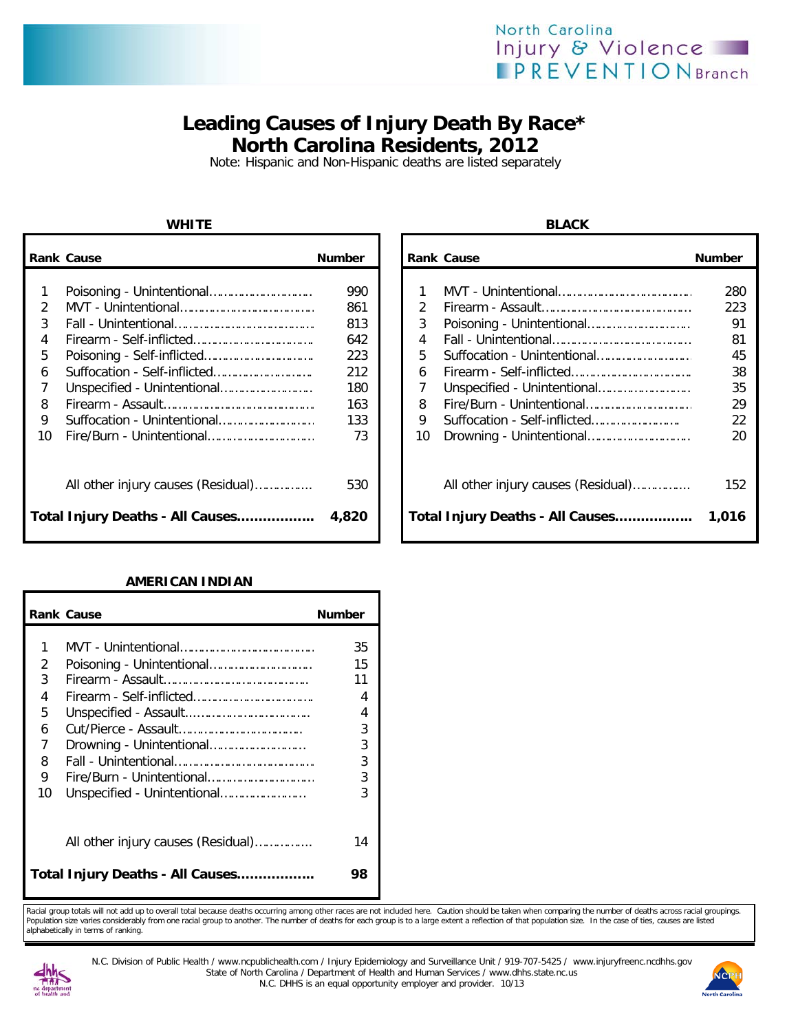# Leading Causes of Injury Death By Race*
## North Carolina Residents, 2012

Note: Hispanic and Non-Hispanic deaths are listed separately

### WHITE

| Rank | Cause | Number |
|---|---|---|
| 1 | Poisoning - Unintentional | 990 |
| 2 | MVT - Unintentional | 861 |
| 3 | Fall - Unintentional | 813 |
| 4 | Firearm - Self-inflicted | 642 |
| 5 | Poisoning - Self-inflicted | 223 |
| 6 | Suffocation - Self-inflicted | 212 |
| 7 | Unspecified - Unintentional | 180 |
| 8 | Firearm - Assault | 163 |
| 9 | Suffocation - Unintentional | 133 |
| 10 | Fire/Burn - Unintentional | 73 |
| | All other injury causes (Residual) | 530 |
| | **Total Injury Deaths - All Causes** | **4,820** |

### BLACK

| Rank | Cause | Number |
|---|---|---|
| 1 | MVT - Unintentional | 280 |
| 2 | Firearm - Assault | 223 |
| 3 | Poisoning - Unintentional | 91 |
| 4 | Fall - Unintentional | 81 |
| 5 | Suffocation - Unintentional | 45 |
| 6 | Firearm - Self-inflicted | 38 |
| 7 | Unspecified - Unintentional | 35 |
| 8 | Fire/Burn - Unintentional | 29 |
| 9 | Suffocation - Self-inflicted | 22 |
| 10 | Drowning - Unintentional | 20 |
| | All other injury causes (Residual) | 152 |
| | **Total Injury Deaths - All Causes** | **1,016** |

### AMERICAN INDIAN

| Rank | Cause | Number |
|---|---|---|
| 1 | MVT - Unintentional | 35 |
| 2 | Poisoning - Unintentional | 15 |
| 3 | Firearm - Assault | 11 |
| 4 | Firearm - Self-inflicted | 4 |
| 5 | Unspecified - Assault | 4 |
| 6 | Cut/Pierce - Assault | 3 |
| 7 | Drowning - Unintentional | 3 |
| 8 | Fall - Unintentional | 3 |
| 9 | Fire/Burn - Unintentional | 3 |
| 10 | Unspecified - Unintentional | 3 |
| | All other injury causes (Residual) | 14 |
| | **Total Injury Deaths - All Causes** | **98** |

Racial group totals will not add up to overall total because deaths occurring among other races are not included here. Caution should be taken when comparing the number of deaths across racial groupings. Population size varies considerably from one racial group to another. The number of deaths for each group is to a large extent a reflection of that population size. In the case of ties, causes are listed alphabetically in terms of ranking.

N.C. Division of Public Health / www.ncpublichealth.com / Injury Epidemiology and Surveillance Unit / 919-707-5425 / www.injuryfreenc.ncdhhs.gov
State of North Carolina / Department of Health and Human Services / www.dhhs.state.nc.us
N.C. DHHS is an equal opportunity employer and provider. 10/13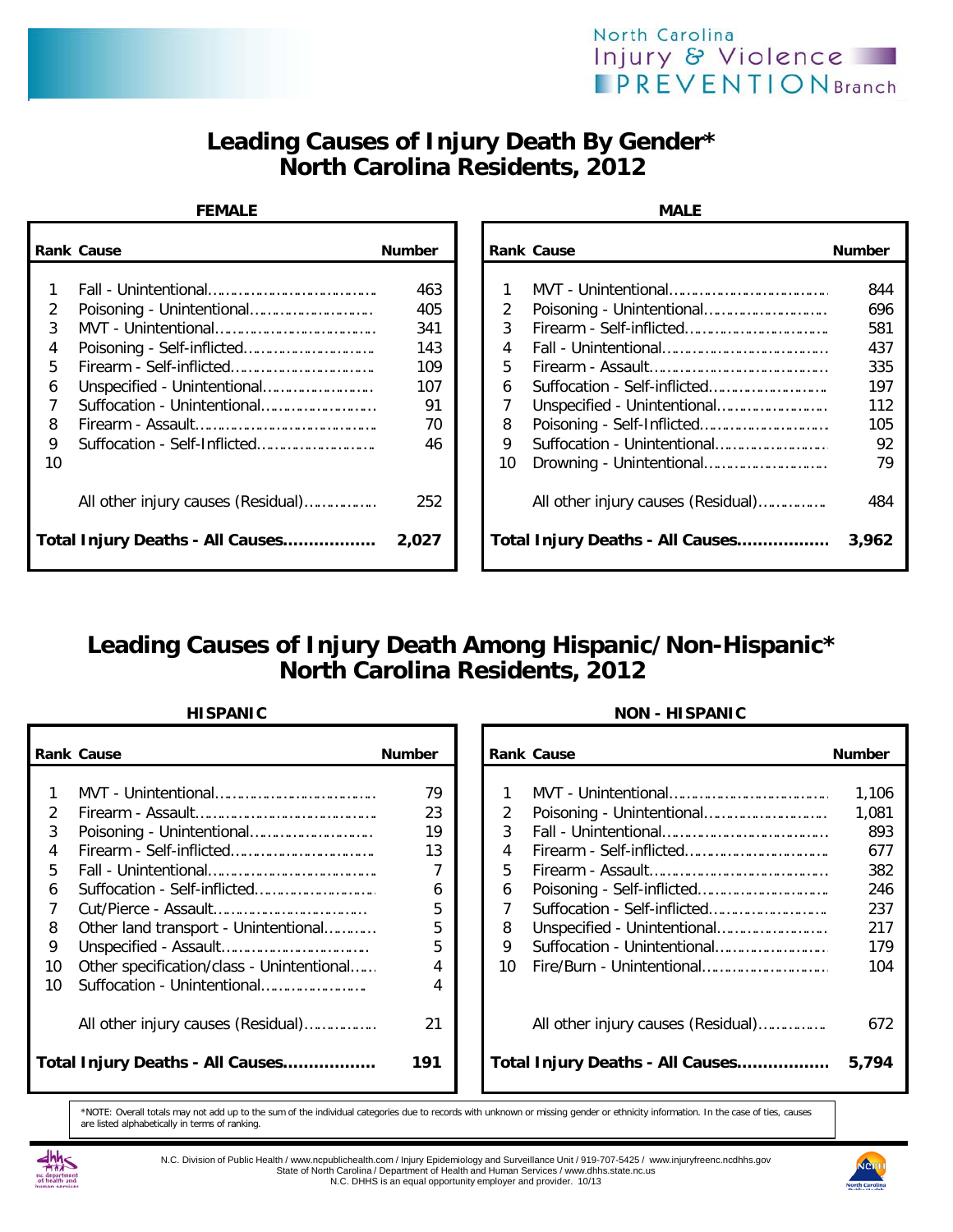North Carolina Injury & Violence PREVENTION Branch

# Leading Causes of Injury Death By Gender*
# North Carolina Residents, 2012

### FEMALE

| Rank | Cause | Number |
|---|---|---|
| 1 | Fall - Unintentional | 463 |
| 2 | Poisoning - Unintentional | 405 |
| 3 | MVT - Unintentional | 341 |
| 4 | Poisoning - Self-inflicted | 143 |
| 5 | Firearm - Self-inflicted | 109 |
| 6 | Unspecified - Unintentional | 107 |
| 7 | Suffocation - Unintentional | 91 |
| 8 | Firearm - Assault | 70 |
| 9 | Suffocation - Self-Inflicted | 46 |
| 10 | | |
| | All other injury causes (Residual) | 252 |
| | **Total Injury Deaths - All Causes** | **2,027** |

### MALE

| Rank | Cause | Number |
|---|---|---|
| 1 | MVT - Unintentional | 844 |
| 2 | Poisoning - Unintentional | 696 |
| 3 | Firearm - Self-inflicted | 581 |
| 4 | Fall - Unintentional | 437 |
| 5 | Firearm - Assault | 335 |
| 6 | Suffocation - Self-inflicted | 197 |
| 7 | Unspecified - Unintentional | 112 |
| 8 | Poisoning - Self-Inflicted | 105 |
| 9 | Suffocation - Unintentional | 92 |
| 10 | Drowning - Unintentional | 79 |
| | All other injury causes (Residual) | 484 |
| | **Total Injury Deaths - All Causes** | **3,962** |

# Leading Causes of Injury Death Among Hispanic/Non-Hispanic*
# North Carolina Residents, 2012

### HISPANIC

| Rank | Cause | Number |
|---|---|---|
| 1 | MVT - Unintentional | 79 |
| 2 | Firearm - Assault | 23 |
| 3 | Poisoning - Unintentional | 19 |
| 4 | Firearm - Self-inflicted | 13 |
| 5 | Fall - Unintentional | 7 |
| 6 | Suffocation - Self-inflicted | 6 |
| 7 | Cut/Pierce - Assault | 5 |
| 8 | Other land transport - Unintentional | 5 |
| 9 | Unspecified - Assault | 5 |
| 10 | Other specification/class - Unintentional | 4 |
| 10 | Suffocation - Unintentional | 4 |
| | All other injury causes (Residual) | 21 |
| | **Total Injury Deaths - All Causes** | **191** |

### NON - HISPANIC

| Rank | Cause | Number |
|---|---|---|
| 1 | MVT - Unintentional | 1,106 |
| 2 | Poisoning - Unintentional | 1,081 |
| 3 | Fall - Unintentional | 893 |
| 4 | Firearm - Self-inflicted | 677 |
| 5 | Firearm - Assault | 382 |
| 6 | Poisoning - Self-inflicted | 246 |
| 7 | Suffocation - Self-inflicted | 237 |
| 8 | Unspecified - Unintentional | 217 |
| 9 | Suffocation - Unintentional | 179 |
| 10 | Fire/Burn - Unintentional | 104 |
| | All other injury causes (Residual) | 672 |
| | **Total Injury Deaths - All Causes** | **5,794** |

*NOTE: Overall totals may not add up to the sum of the individual categories due to records with unknown or missing gender or ethnicity information. In the case of ties, causes are listed alphabetically in terms of ranking.

N.C. Division of Public Health / www.ncpublichealth.com / Injury Epidemiology and Surveillance Unit / 919-707-5425 / www.injuryfreenc.ncdhhs.gov
State of North Carolina / Department of Health and Human Services / www.dhhs.state.nc.us
N.C. DHHS is an equal opportunity employer and provider. 10/13